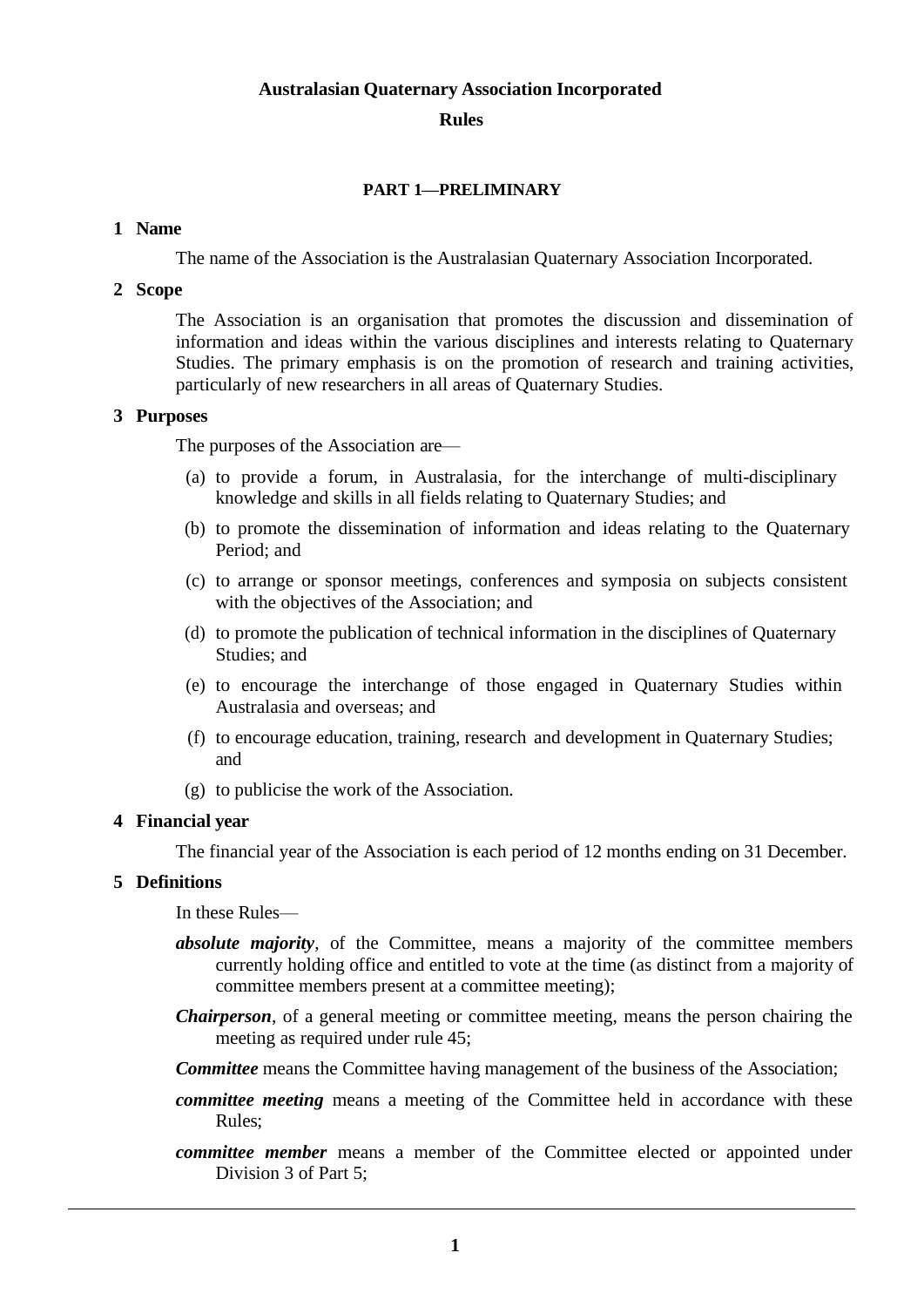# Australasian Quaternary Association Incorporated

## Rules

### PART 1—PRELIMINARY

**1 Name**

The name of the Association is the Australasian Quaternary Association Incorporated.

**2 Scope**

The Association is an organisation that promotes the discussion and dissemination of information and ideas within the various disciplines and interests relating to Quaternary Studies. The primary emphasis is on the promotion of research and training activities, particularly of new researchers in all areas of Quaternary Studies.

**3 Purposes**

The purposes of the Association are—

(a) to provide a forum, in Australasia, for the interchange of multi-disciplinary knowledge and skills in all fields relating to Quaternary Studies; and

(b) to promote the dissemination of information and ideas relating to the Quaternary Period; and

(c) to arrange or sponsor meetings, conferences and symposia on subjects consistent with the objectives of the Association; and

(d) to promote the publication of technical information in the disciplines of Quaternary Studies; and

(e) to encourage the interchange of those engaged in Quaternary Studies within Australasia and overseas; and

(f) to encourage education, training, research and development in Quaternary Studies; and

(g) to publicise the work of the Association.

**4 Financial year**

The financial year of the Association is each period of 12 months ending on 31 December.

**5 Definitions**

In these Rules—

***absolute majority***, of the Committee, means a majority of the committee members currently holding office and entitled to vote at the time (as distinct from a majority of committee members present at a committee meeting);

***Chairperson***, of a general meeting or committee meeting, means the person chairing the meeting as required under rule 45;

***Committee*** means the Committee having management of the business of the Association;

***committee meeting*** means a meeting of the Committee held in accordance with these Rules;

***committee member*** means a member of the Committee elected or appointed under Division 3 of Part 5;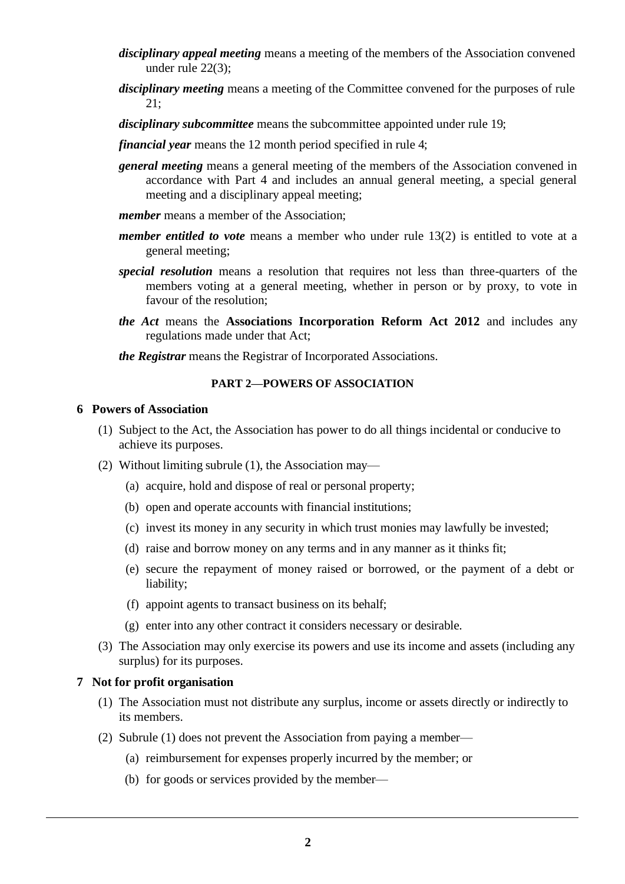***disciplinary appeal meeting*** means a meeting of the members of the Association convened under rule 22(3);

***disciplinary meeting*** means a meeting of the Committee convened for the purposes of rule 21;

***disciplinary subcommittee*** means the subcommittee appointed under rule 19;

***financial year*** means the 12 month period specified in rule 4;

***general meeting*** means a general meeting of the members of the Association convened in accordance with Part 4 and includes an annual general meeting, a special general meeting and a disciplinary appeal meeting;

***member*** means a member of the Association;

***member entitled to vote*** means a member who under rule 13(2) is entitled to vote at a general meeting;

***special resolution*** means a resolution that requires not less than three-quarters of the members voting at a general meeting, whether in person or by proxy, to vote in favour of the resolution;

***the Act*** means the **Associations Incorporation Reform Act 2012** and includes any regulations made under that Act;

***the Registrar*** means the Registrar of Incorporated Associations.

## PART 2—POWERS OF ASSOCIATION

### 6 Powers of Association

(1) Subject to the Act, the Association has power to do all things incidental or conducive to achieve its purposes.

(2) Without limiting subrule (1), the Association may—

- (a) acquire, hold and dispose of real or personal property;
- (b) open and operate accounts with financial institutions;
- (c) invest its money in any security in which trust monies may lawfully be invested;
- (d) raise and borrow money on any terms and in any manner as it thinks fit;
- (e) secure the repayment of money raised or borrowed, or the payment of a debt or liability;
- (f) appoint agents to transact business on its behalf;
- (g) enter into any other contract it considers necessary or desirable.

(3) The Association may only exercise its powers and use its income and assets (including any surplus) for its purposes.

### 7 Not for profit organisation

(1) The Association must not distribute any surplus, income or assets directly or indirectly to its members.

(2) Subrule (1) does not prevent the Association from paying a member—

- (a) reimbursement for expenses properly incurred by the member; or
- (b) for goods or services provided by the member—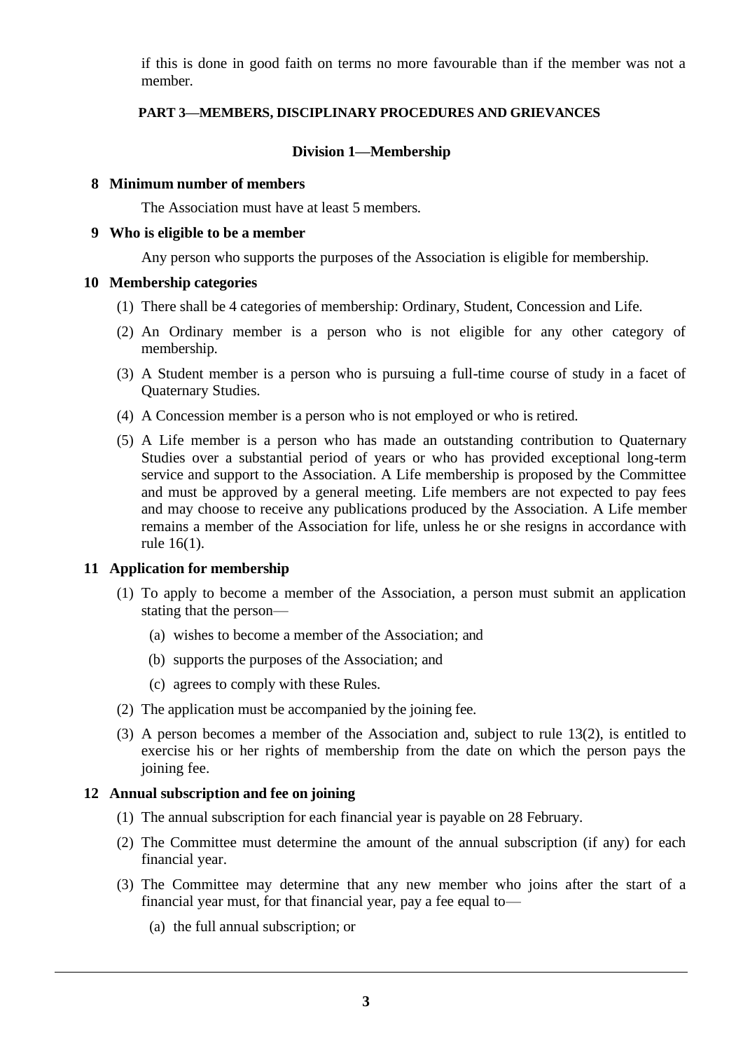if this is done in good faith on terms no more favourable than if the member was not a member.

## PART 3—MEMBERS, DISCIPLINARY PROCEDURES AND GRIEVANCES

### Division 1—Membership

**8 Minimum number of members**

The Association must have at least 5 members.

**9 Who is eligible to be a member**

Any person who supports the purposes of the Association is eligible for membership.

**10 Membership categories**

(1) There shall be 4 categories of membership: Ordinary, Student, Concession and Life.

(2) An Ordinary member is a person who is not eligible for any other category of membership.

(3) A Student member is a person who is pursuing a full-time course of study in a facet of Quaternary Studies.

(4) A Concession member is a person who is not employed or who is retired.

(5) A Life member is a person who has made an outstanding contribution to Quaternary Studies over a substantial period of years or who has provided exceptional long-term service and support to the Association. A Life membership is proposed by the Committee and must be approved by a general meeting. Life members are not expected to pay fees and may choose to receive any publications produced by the Association. A Life member remains a member of the Association for life, unless he or she resigns in accordance with rule 16(1).

**11 Application for membership**

(1) To apply to become a member of the Association, a person must submit an application stating that the person—

(a) wishes to become a member of the Association; and

(b) supports the purposes of the Association; and

(c) agrees to comply with these Rules.

(2) The application must be accompanied by the joining fee.

(3) A person becomes a member of the Association and, subject to rule 13(2), is entitled to exercise his or her rights of membership from the date on which the person pays the joining fee.

**12 Annual subscription and fee on joining**

(1) The annual subscription for each financial year is payable on 28 February.

(2) The Committee must determine the amount of the annual subscription (if any) for each financial year.

(3) The Committee may determine that any new member who joins after the start of a financial year must, for that financial year, pay a fee equal to—

(a) the full annual subscription; or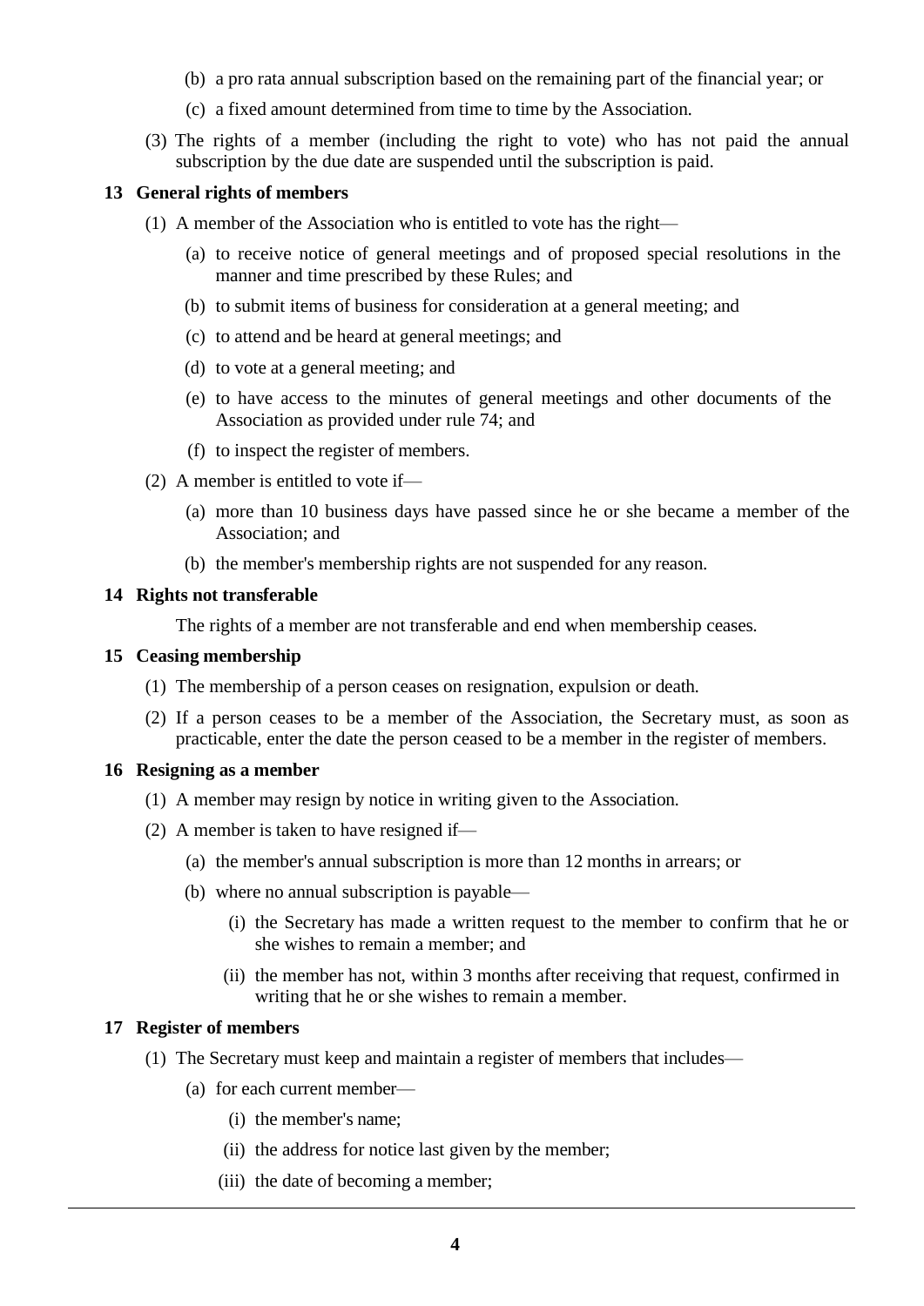(b) a pro rata annual subscription based on the remaining part of the financial year; or

(c) a fixed amount determined from time to time by the Association.

(3) The rights of a member (including the right to vote) who has not paid the annual subscription by the due date are suspended until the subscription is paid.

## 13 General rights of members

(1) A member of the Association who is entitled to vote has the right—

(a) to receive notice of general meetings and of proposed special resolutions in the manner and time prescribed by these Rules; and

(b) to submit items of business for consideration at a general meeting; and

(c) to attend and be heard at general meetings; and

(d) to vote at a general meeting; and

(e) to have access to the minutes of general meetings and other documents of the Association as provided under rule 74; and

(f) to inspect the register of members.

(2) A member is entitled to vote if—

(a) more than 10 business days have passed since he or she became a member of the Association; and

(b) the member's membership rights are not suspended for any reason.

## 14 Rights not transferable

The rights of a member are not transferable and end when membership ceases.

## 15 Ceasing membership

(1) The membership of a person ceases on resignation, expulsion or death.

(2) If a person ceases to be a member of the Association, the Secretary must, as soon as practicable, enter the date the person ceased to be a member in the register of members.

## 16 Resigning as a member

(1) A member may resign by notice in writing given to the Association.

(2) A member is taken to have resigned if—

(a) the member's annual subscription is more than 12 months in arrears; or

(b) where no annual subscription is payable—

(i) the Secretary has made a written request to the member to confirm that he or she wishes to remain a member; and

(ii) the member has not, within 3 months after receiving that request, confirmed in writing that he or she wishes to remain a member.

## 17 Register of members

(1) The Secretary must keep and maintain a register of members that includes—

(a) for each current member—

(i) the member's name;

(ii) the address for notice last given by the member;

(iii) the date of becoming a member;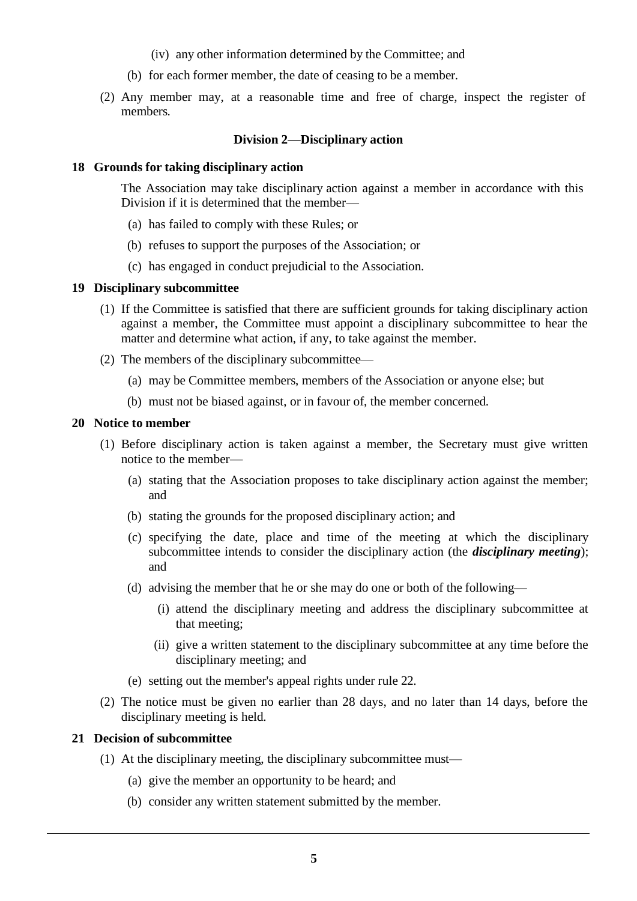(iv) any other information determined by the Committee; and

(b) for each former member, the date of ceasing to be a member.

(2) Any member may, at a reasonable time and free of charge, inspect the register of members.

### Division 2—Disciplinary action

#### 18 Grounds for taking disciplinary action

The Association may take disciplinary action against a member in accordance with this Division if it is determined that the member—

(a) has failed to comply with these Rules; or

(b) refuses to support the purposes of the Association; or

(c) has engaged in conduct prejudicial to the Association.

#### 19 Disciplinary subcommittee

(1) If the Committee is satisfied that there are sufficient grounds for taking disciplinary action against a member, the Committee must appoint a disciplinary subcommittee to hear the matter and determine what action, if any, to take against the member.

(2) The members of the disciplinary subcommittee—

(a) may be Committee members, members of the Association or anyone else; but

(b) must not be biased against, or in favour of, the member concerned.

#### 20 Notice to member

(1) Before disciplinary action is taken against a member, the Secretary must give written notice to the member—

(a) stating that the Association proposes to take disciplinary action against the member; and

(b) stating the grounds for the proposed disciplinary action; and

(c) specifying the date, place and time of the meeting at which the disciplinary subcommittee intends to consider the disciplinary action (the ***disciplinary meeting***); and

(d) advising the member that he or she may do one or both of the following—

(i) attend the disciplinary meeting and address the disciplinary subcommittee at that meeting;

(ii) give a written statement to the disciplinary subcommittee at any time before the disciplinary meeting; and

(e) setting out the member's appeal rights under rule 22.

(2) The notice must be given no earlier than 28 days, and no later than 14 days, before the disciplinary meeting is held.

#### 21 Decision of subcommittee

(1) At the disciplinary meeting, the disciplinary subcommittee must—

(a) give the member an opportunity to be heard; and

(b) consider any written statement submitted by the member.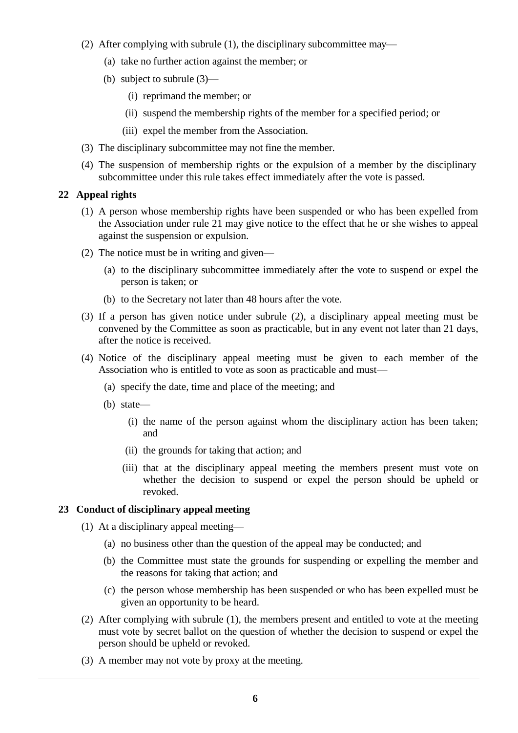(2) After complying with subrule (1), the disciplinary subcommittee may—

  (a) take no further action against the member; or

  (b) subject to subrule (3)—

    (i) reprimand the member; or

    (ii) suspend the membership rights of the member for a specified period; or

    (iii) expel the member from the Association.

(3) The disciplinary subcommittee may not fine the member.

(4) The suspension of membership rights or the expulsion of a member by the disciplinary subcommittee under this rule takes effect immediately after the vote is passed.

### 22 Appeal rights

(1) A person whose membership rights have been suspended or who has been expelled from the Association under rule 21 may give notice to the effect that he or she wishes to appeal against the suspension or expulsion.

(2) The notice must be in writing and given—

  (a) to the disciplinary subcommittee immediately after the vote to suspend or expel the person is taken; or

  (b) to the Secretary not later than 48 hours after the vote.

(3) If a person has given notice under subrule (2), a disciplinary appeal meeting must be convened by the Committee as soon as practicable, but in any event not later than 21 days, after the notice is received.

(4) Notice of the disciplinary appeal meeting must be given to each member of the Association who is entitled to vote as soon as practicable and must—

  (a) specify the date, time and place of the meeting; and

  (b) state—

    (i) the name of the person against whom the disciplinary action has been taken; and

    (ii) the grounds for taking that action; and

    (iii) that at the disciplinary appeal meeting the members present must vote on whether the decision to suspend or expel the person should be upheld or revoked.

### 23 Conduct of disciplinary appeal meeting

(1) At a disciplinary appeal meeting—

  (a) no business other than the question of the appeal may be conducted; and

  (b) the Committee must state the grounds for suspending or expelling the member and the reasons for taking that action; and

  (c) the person whose membership has been suspended or who has been expelled must be given an opportunity to be heard.

(2) After complying with subrule (1), the members present and entitled to vote at the meeting must vote by secret ballot on the question of whether the decision to suspend or expel the person should be upheld or revoked.

(3) A member may not vote by proxy at the meeting.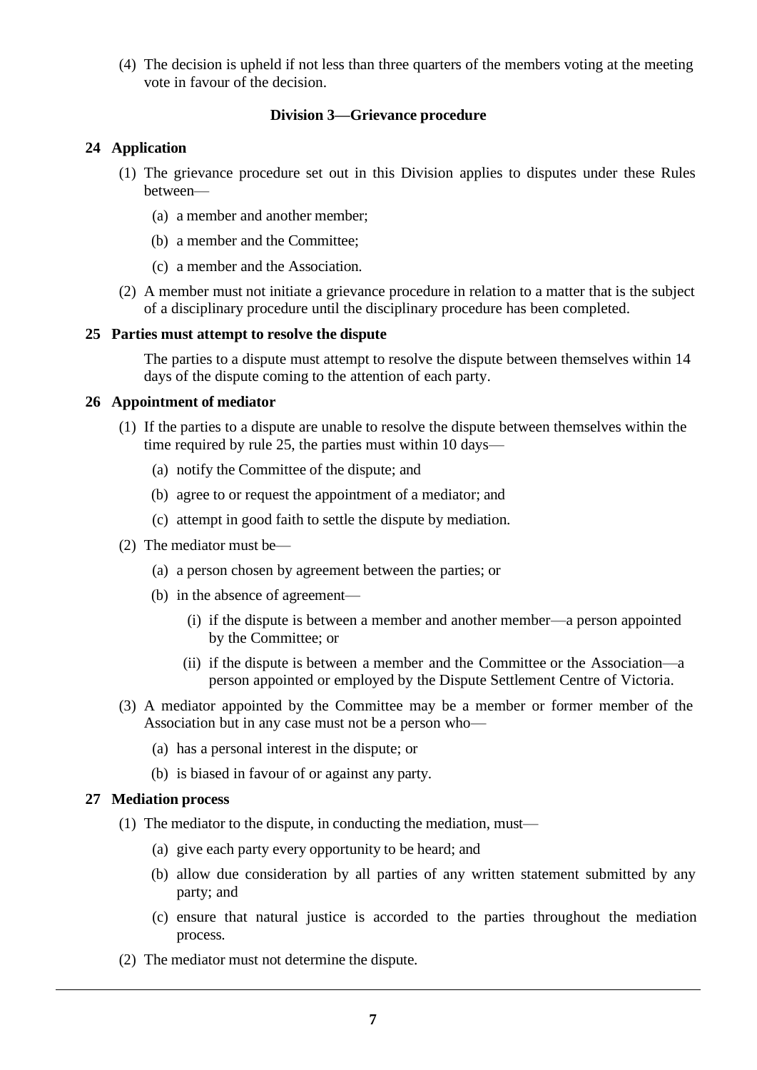(4) The decision is upheld if not less than three quarters of the members voting at the meeting vote in favour of the decision.

### Division 3—Grievance procedure

#### 24 Application

(1) The grievance procedure set out in this Division applies to disputes under these Rules between—

- (a) a member and another member;
- (b) a member and the Committee;
- (c) a member and the Association.

(2) A member must not initiate a grievance procedure in relation to a matter that is the subject of a disciplinary procedure until the disciplinary procedure has been completed.

#### 25 Parties must attempt to resolve the dispute

The parties to a dispute must attempt to resolve the dispute between themselves within 14 days of the dispute coming to the attention of each party.

#### 26 Appointment of mediator

(1) If the parties to a dispute are unable to resolve the dispute between themselves within the time required by rule 25, the parties must within 10 days—

- (a) notify the Committee of the dispute; and
- (b) agree to or request the appointment of a mediator; and
- (c) attempt in good faith to settle the dispute by mediation.

(2) The mediator must be—

- (a) a person chosen by agreement between the parties; or
- (b) in the absence of agreement—
  - (i) if the dispute is between a member and another member—a person appointed by the Committee; or
  - (ii) if the dispute is between a member and the Committee or the Association—a person appointed or employed by the Dispute Settlement Centre of Victoria.

(3) A mediator appointed by the Committee may be a member or former member of the Association but in any case must not be a person who—

- (a) has a personal interest in the dispute; or
- (b) is biased in favour of or against any party.

#### 27 Mediation process

(1) The mediator to the dispute, in conducting the mediation, must—

- (a) give each party every opportunity to be heard; and
- (b) allow due consideration by all parties of any written statement submitted by any party; and
- (c) ensure that natural justice is accorded to the parties throughout the mediation process.

(2) The mediator must not determine the dispute.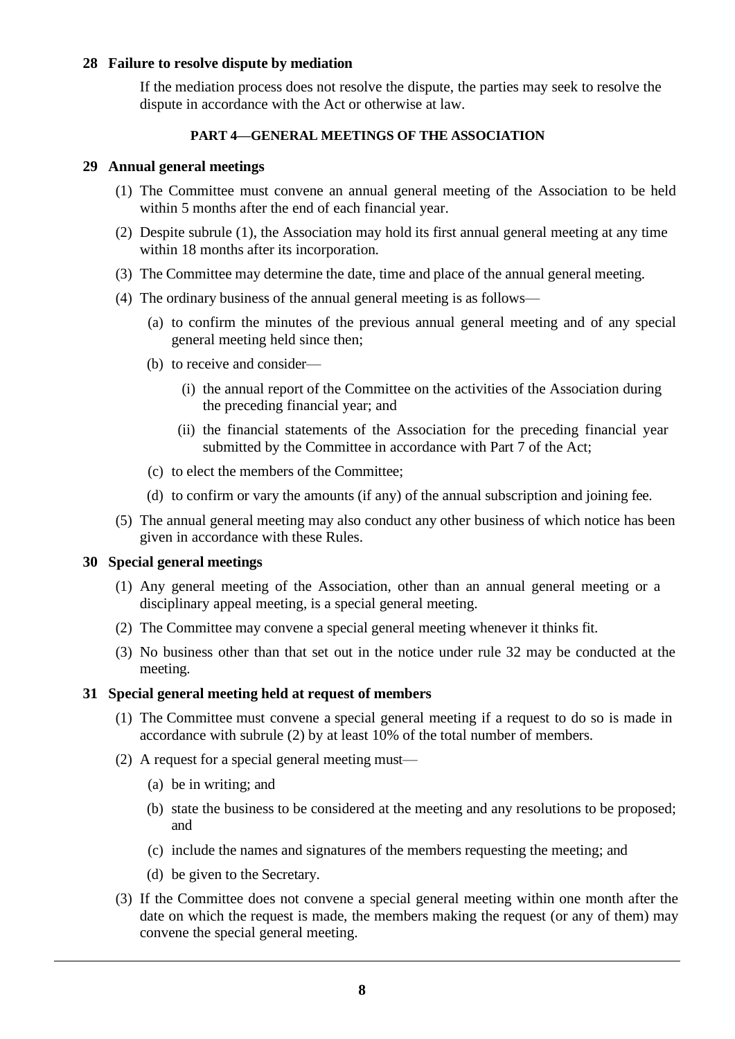### 28 Failure to resolve dispute by mediation

If the mediation process does not resolve the dispute, the parties may seek to resolve the dispute in accordance with the Act or otherwise at law.

## PART 4—GENERAL MEETINGS OF THE ASSOCIATION

### 29 Annual general meetings

(1) The Committee must convene an annual general meeting of the Association to be held within 5 months after the end of each financial year.

(2) Despite subrule (1), the Association may hold its first annual general meeting at any time within 18 months after its incorporation.

(3) The Committee may determine the date, time and place of the annual general meeting.

(4) The ordinary business of the annual general meeting is as follows—

- (a) to confirm the minutes of the previous annual general meeting and of any special general meeting held since then;
- (b) to receive and consider—
  - (i) the annual report of the Committee on the activities of the Association during the preceding financial year; and
  - (ii) the financial statements of the Association for the preceding financial year submitted by the Committee in accordance with Part 7 of the Act;
- (c) to elect the members of the Committee;
- (d) to confirm or vary the amounts (if any) of the annual subscription and joining fee.

(5) The annual general meeting may also conduct any other business of which notice has been given in accordance with these Rules.

### 30 Special general meetings

(1) Any general meeting of the Association, other than an annual general meeting or a disciplinary appeal meeting, is a special general meeting.

(2) The Committee may convene a special general meeting whenever it thinks fit.

(3) No business other than that set out in the notice under rule 32 may be conducted at the meeting.

### 31 Special general meeting held at request of members

(1) The Committee must convene a special general meeting if a request to do so is made in accordance with subrule (2) by at least 10% of the total number of members.

(2) A request for a special general meeting must—

- (a) be in writing; and
- (b) state the business to be considered at the meeting and any resolutions to be proposed; and
- (c) include the names and signatures of the members requesting the meeting; and
- (d) be given to the Secretary.

(3) If the Committee does not convene a special general meeting within one month after the date on which the request is made, the members making the request (or any of them) may convene the special general meeting.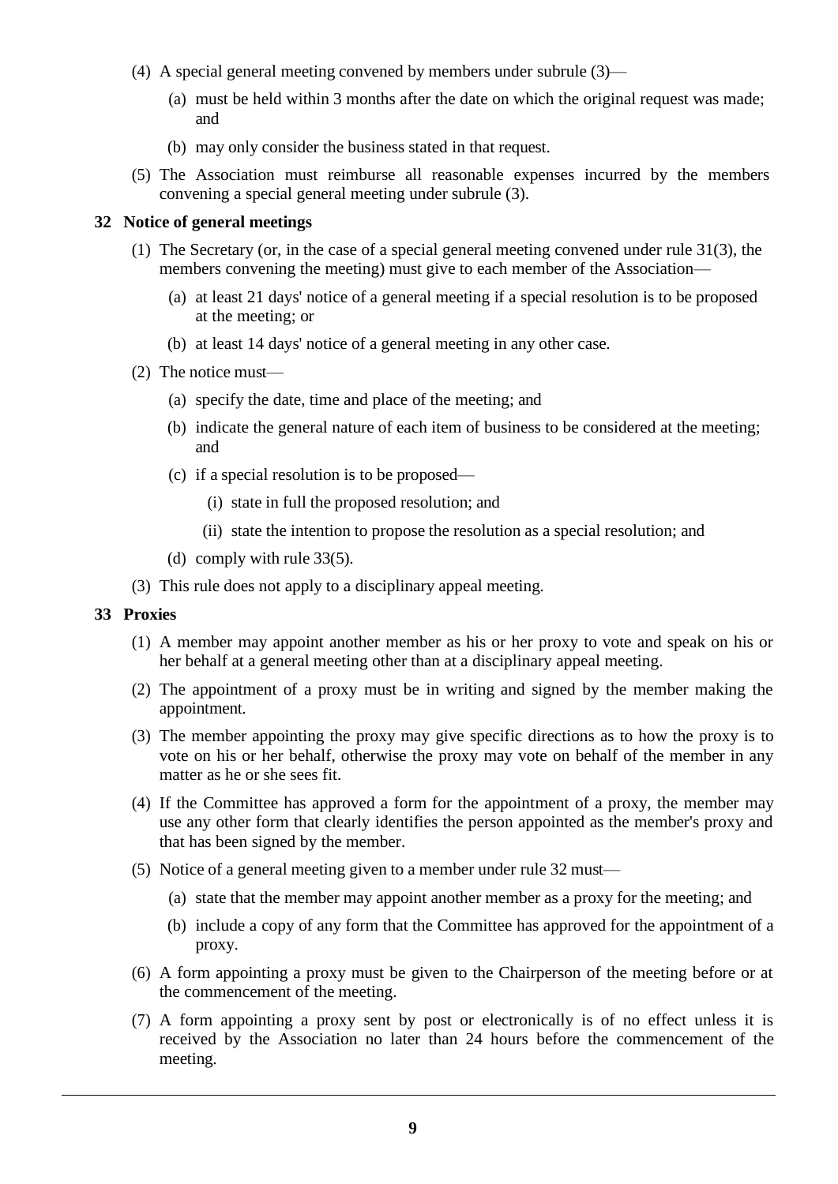(4) A special general meeting convened by members under subrule (3)—

(a) must be held within 3 months after the date on which the original request was made; and

(b) may only consider the business stated in that request.

(5) The Association must reimburse all reasonable expenses incurred by the members convening a special general meeting under subrule (3).

### 32 Notice of general meetings

(1) The Secretary (or, in the case of a special general meeting convened under rule 31(3), the members convening the meeting) must give to each member of the Association—

(a) at least 21 days' notice of a general meeting if a special resolution is to be proposed at the meeting; or

(b) at least 14 days' notice of a general meeting in any other case.

(2) The notice must—

(a) specify the date, time and place of the meeting; and

(b) indicate the general nature of each item of business to be considered at the meeting; and

(c) if a special resolution is to be proposed—

(i) state in full the proposed resolution; and

(ii) state the intention to propose the resolution as a special resolution; and

(d) comply with rule 33(5).

(3) This rule does not apply to a disciplinary appeal meeting.

### 33 Proxies

(1) A member may appoint another member as his or her proxy to vote and speak on his or her behalf at a general meeting other than at a disciplinary appeal meeting.

(2) The appointment of a proxy must be in writing and signed by the member making the appointment.

(3) The member appointing the proxy may give specific directions as to how the proxy is to vote on his or her behalf, otherwise the proxy may vote on behalf of the member in any matter as he or she sees fit.

(4) If the Committee has approved a form for the appointment of a proxy, the member may use any other form that clearly identifies the person appointed as the member's proxy and that has been signed by the member.

(5) Notice of a general meeting given to a member under rule 32 must—

(a) state that the member may appoint another member as a proxy for the meeting; and

(b) include a copy of any form that the Committee has approved for the appointment of a proxy.

(6) A form appointing a proxy must be given to the Chairperson of the meeting before or at the commencement of the meeting.

(7) A form appointing a proxy sent by post or electronically is of no effect unless it is received by the Association no later than 24 hours before the commencement of the meeting.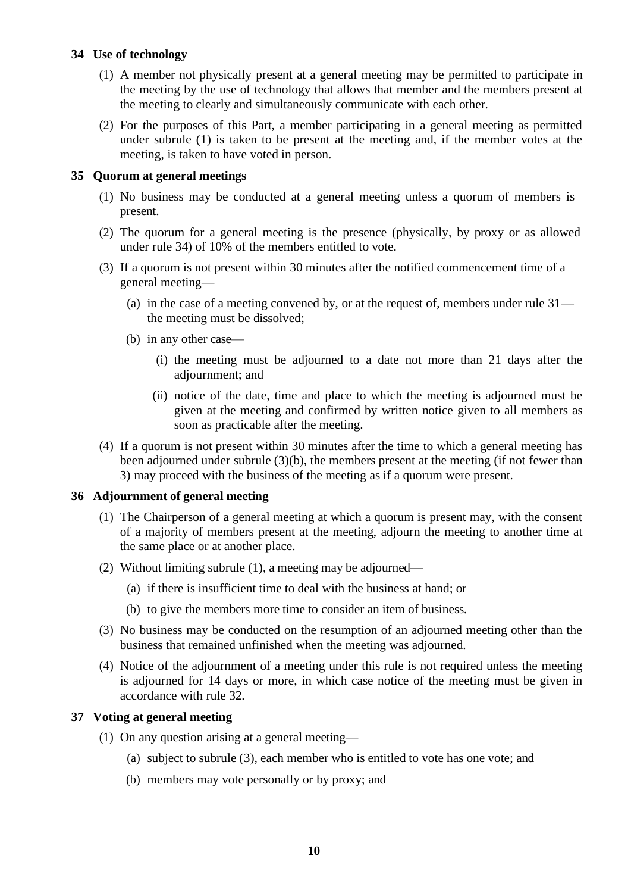### 34 Use of technology

(1) A member not physically present at a general meeting may be permitted to participate in the meeting by the use of technology that allows that member and the members present at the meeting to clearly and simultaneously communicate with each other.

(2) For the purposes of this Part, a member participating in a general meeting as permitted under subrule (1) is taken to be present at the meeting and, if the member votes at the meeting, is taken to have voted in person.

### 35 Quorum at general meetings

(1) No business may be conducted at a general meeting unless a quorum of members is present.

(2) The quorum for a general meeting is the presence (physically, by proxy or as allowed under rule 34) of 10% of the members entitled to vote.

(3) If a quorum is not present within 30 minutes after the notified commencement time of a general meeting—

- (a) in the case of a meeting convened by, or at the request of, members under rule 31—the meeting must be dissolved;
- (b) in any other case—
  - (i) the meeting must be adjourned to a date not more than 21 days after the adjournment; and
  - (ii) notice of the date, time and place to which the meeting is adjourned must be given at the meeting and confirmed by written notice given to all members as soon as practicable after the meeting.

(4) If a quorum is not present within 30 minutes after the time to which a general meeting has been adjourned under subrule (3)(b), the members present at the meeting (if not fewer than 3) may proceed with the business of the meeting as if a quorum were present.

### 36 Adjournment of general meeting

(1) The Chairperson of a general meeting at which a quorum is present may, with the consent of a majority of members present at the meeting, adjourn the meeting to another time at the same place or at another place.

(2) Without limiting subrule (1), a meeting may be adjourned—

- (a) if there is insufficient time to deal with the business at hand; or
- (b) to give the members more time to consider an item of business.

(3) No business may be conducted on the resumption of an adjourned meeting other than the business that remained unfinished when the meeting was adjourned.

(4) Notice of the adjournment of a meeting under this rule is not required unless the meeting is adjourned for 14 days or more, in which case notice of the meeting must be given in accordance with rule 32.

### 37 Voting at general meeting

(1) On any question arising at a general meeting—

- (a) subject to subrule (3), each member who is entitled to vote has one vote; and
- (b) members may vote personally or by proxy; and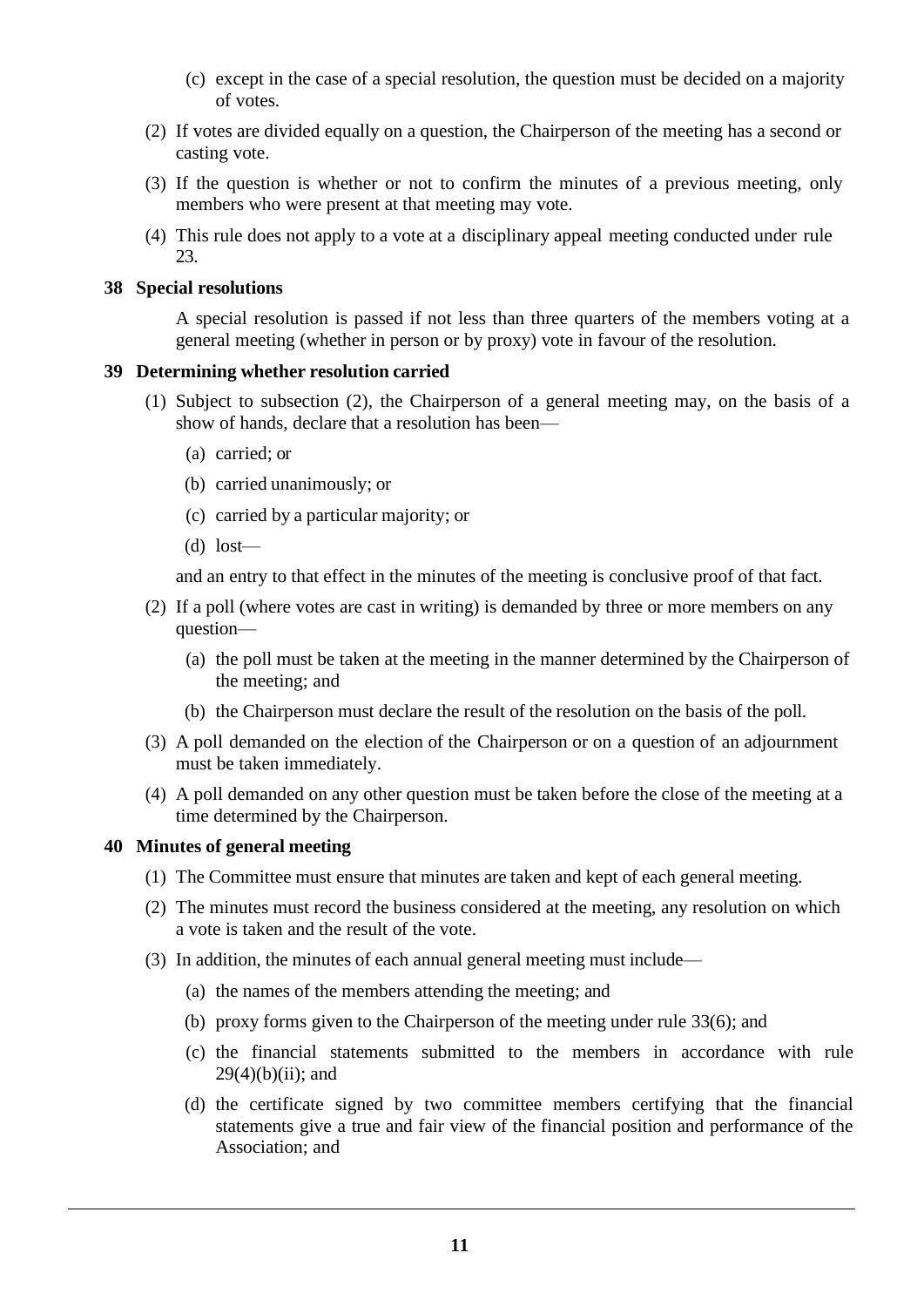(c) except in the case of a special resolution, the question must be decided on a majority of votes.

(2) If votes are divided equally on a question, the Chairperson of the meeting has a second or casting vote.

(3) If the question is whether or not to confirm the minutes of a previous meeting, only members who were present at that meeting may vote.

(4) This rule does not apply to a vote at a disciplinary appeal meeting conducted under rule 23.

### 38 Special resolutions

A special resolution is passed if not less than three quarters of the members voting at a general meeting (whether in person or by proxy) vote in favour of the resolution.

### 39 Determining whether resolution carried

(1) Subject to subsection (2), the Chairperson of a general meeting may, on the basis of a show of hands, declare that a resolution has been—

(a) carried; or

(b) carried unanimously; or

(c) carried by a particular majority; or

(d) lost—

and an entry to that effect in the minutes of the meeting is conclusive proof of that fact.

(2) If a poll (where votes are cast in writing) is demanded by three or more members on any question—

(a) the poll must be taken at the meeting in the manner determined by the Chairperson of the meeting; and

(b) the Chairperson must declare the result of the resolution on the basis of the poll.

(3) A poll demanded on the election of the Chairperson or on a question of an adjournment must be taken immediately.

(4) A poll demanded on any other question must be taken before the close of the meeting at a time determined by the Chairperson.

### 40 Minutes of general meeting

(1) The Committee must ensure that minutes are taken and kept of each general meeting.

(2) The minutes must record the business considered at the meeting, any resolution on which a vote is taken and the result of the vote.

(3) In addition, the minutes of each annual general meeting must include—

(a) the names of the members attending the meeting; and

(b) proxy forms given to the Chairperson of the meeting under rule 33(6); and

(c) the financial statements submitted to the members in accordance with rule 29(4)(b)(ii); and

(d) the certificate signed by two committee members certifying that the financial statements give a true and fair view of the financial position and performance of the Association; and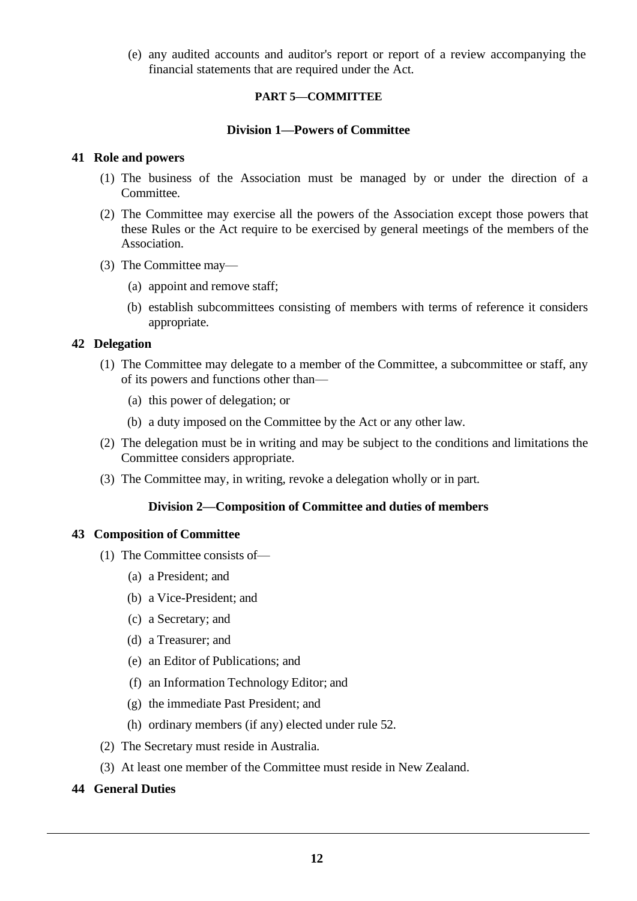(e) any audited accounts and auditor's report or report of a review accompanying the financial statements that are required under the Act.

## PART 5—COMMITTEE

### Division 1—Powers of Committee

#### 41 Role and powers

(1) The business of the Association must be managed by or under the direction of a Committee.

(2) The Committee may exercise all the powers of the Association except those powers that these Rules or the Act require to be exercised by general meetings of the members of the Association.

(3) The Committee may—

(a) appoint and remove staff;

(b) establish subcommittees consisting of members with terms of reference it considers appropriate.

#### 42 Delegation

(1) The Committee may delegate to a member of the Committee, a subcommittee or staff, any of its powers and functions other than—

(a) this power of delegation; or

(b) a duty imposed on the Committee by the Act or any other law.

(2) The delegation must be in writing and may be subject to the conditions and limitations the Committee considers appropriate.

(3) The Committee may, in writing, revoke a delegation wholly or in part.

### Division 2—Composition of Committee and duties of members

#### 43 Composition of Committee

(1) The Committee consists of—

(a) a President; and

(b) a Vice-President; and

(c) a Secretary; and

(d) a Treasurer; and

(e) an Editor of Publications; and

(f) an Information Technology Editor; and

(g) the immediate Past President; and

(h) ordinary members (if any) elected under rule 52.

(2) The Secretary must reside in Australia.

(3) At least one member of the Committee must reside in New Zealand.

#### 44 General Duties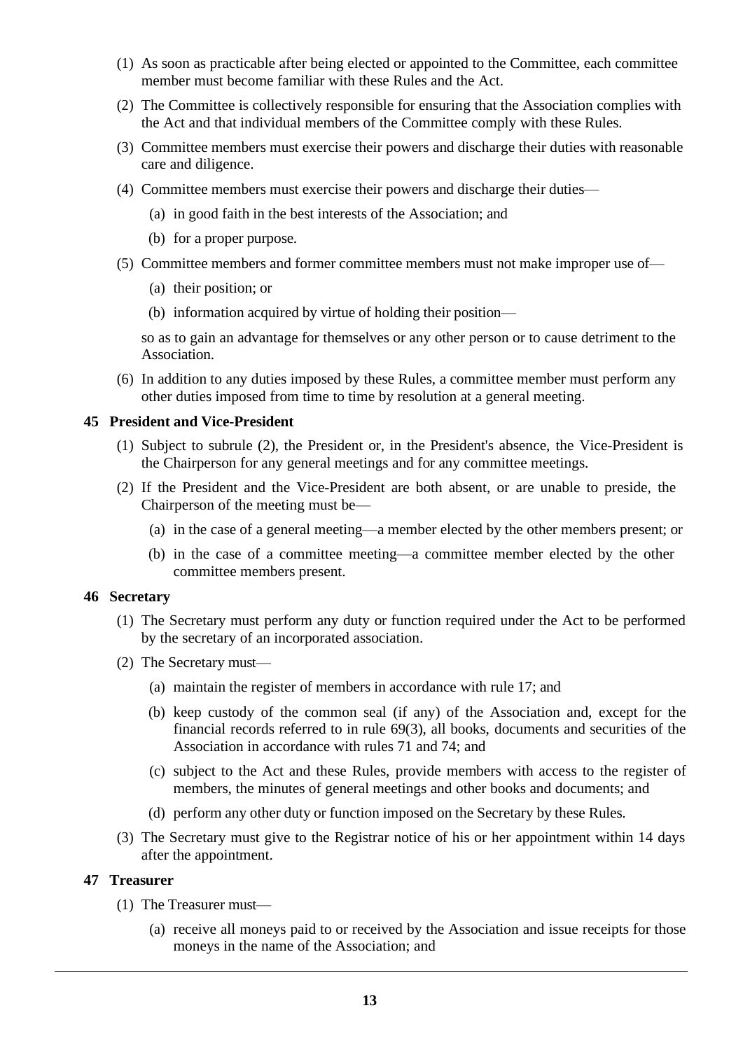(1) As soon as practicable after being elected or appointed to the Committee, each committee member must become familiar with these Rules and the Act.

(2) The Committee is collectively responsible for ensuring that the Association complies with the Act and that individual members of the Committee comply with these Rules.

(3) Committee members must exercise their powers and discharge their duties with reasonable care and diligence.

(4) Committee members must exercise their powers and discharge their duties—

- (a) in good faith in the best interests of the Association; and
- (b) for a proper purpose.

(5) Committee members and former committee members must not make improper use of—

- (a) their position; or
- (b) information acquired by virtue of holding their position—

so as to gain an advantage for themselves or any other person or to cause detriment to the Association.

(6) In addition to any duties imposed by these Rules, a committee member must perform any other duties imposed from time to time by resolution at a general meeting.

### 45 President and Vice-President

(1) Subject to subrule (2), the President or, in the President's absence, the Vice-President is the Chairperson for any general meetings and for any committee meetings.

(2) If the President and the Vice-President are both absent, or are unable to preside, the Chairperson of the meeting must be—

- (a) in the case of a general meeting—a member elected by the other members present; or
- (b) in the case of a committee meeting—a committee member elected by the other committee members present.

### 46 Secretary

(1) The Secretary must perform any duty or function required under the Act to be performed by the secretary of an incorporated association.

(2) The Secretary must—

- (a) maintain the register of members in accordance with rule 17; and
- (b) keep custody of the common seal (if any) of the Association and, except for the financial records referred to in rule 69(3), all books, documents and securities of the Association in accordance with rules 71 and 74; and
- (c) subject to the Act and these Rules, provide members with access to the register of members, the minutes of general meetings and other books and documents; and
- (d) perform any other duty or function imposed on the Secretary by these Rules.

(3) The Secretary must give to the Registrar notice of his or her appointment within 14 days after the appointment.

### 47 Treasurer

(1) The Treasurer must—

- (a) receive all moneys paid to or received by the Association and issue receipts for those moneys in the name of the Association; and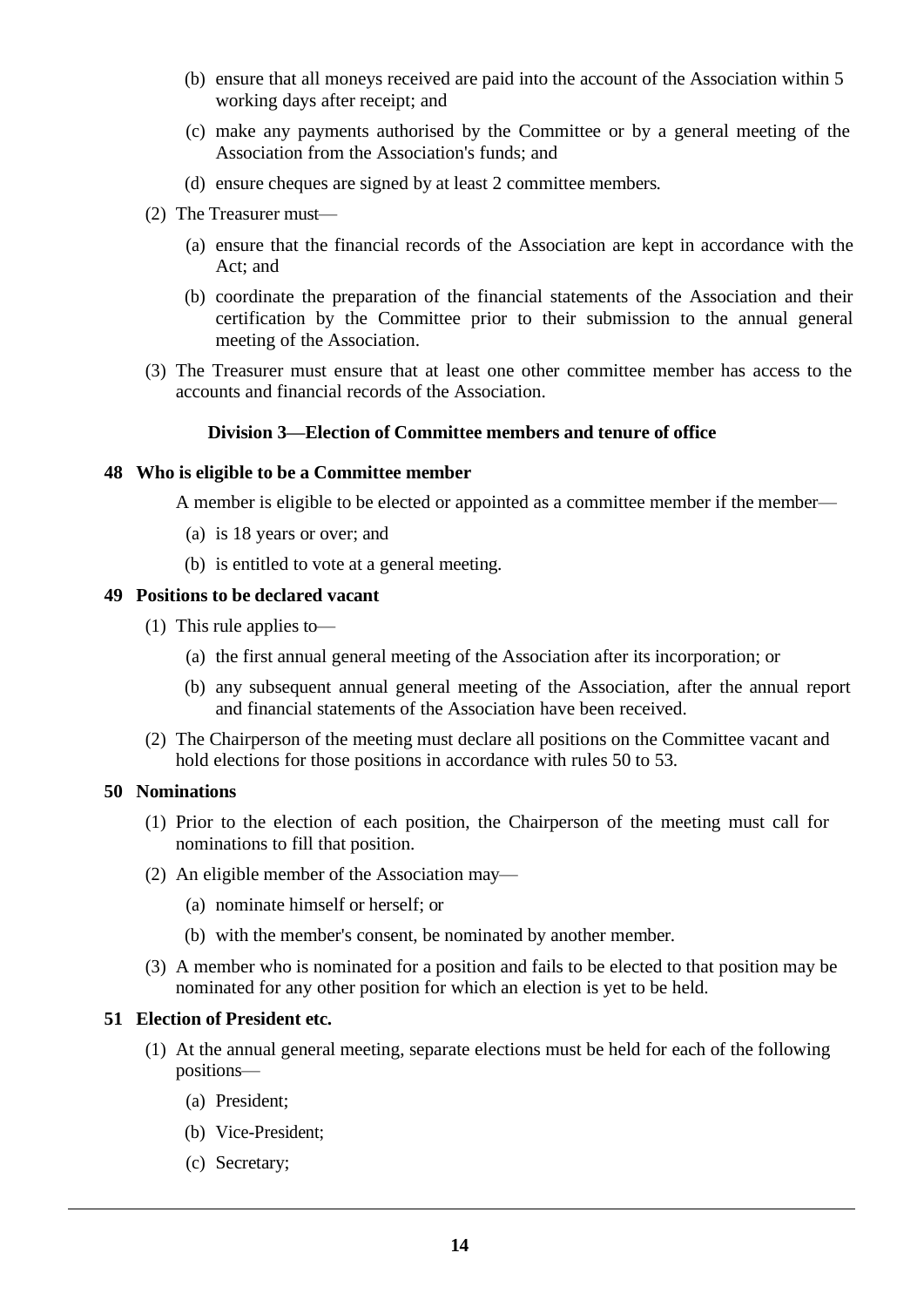(b) ensure that all moneys received are paid into the account of the Association within 5 working days after receipt; and

(c) make any payments authorised by the Committee or by a general meeting of the Association from the Association's funds; and

(d) ensure cheques are signed by at least 2 committee members.

(2) The Treasurer must—

(a) ensure that the financial records of the Association are kept in accordance with the Act; and

(b) coordinate the preparation of the financial statements of the Association and their certification by the Committee prior to their submission to the annual general meeting of the Association.

(3) The Treasurer must ensure that at least one other committee member has access to the accounts and financial records of the Association.

### Division 3—Election of Committee members and tenure of office

#### 48 Who is eligible to be a Committee member

A member is eligible to be elected or appointed as a committee member if the member—

(a) is 18 years or over; and

(b) is entitled to vote at a general meeting.

#### 49 Positions to be declared vacant

(1) This rule applies to—

(a) the first annual general meeting of the Association after its incorporation; or

(b) any subsequent annual general meeting of the Association, after the annual report and financial statements of the Association have been received.

(2) The Chairperson of the meeting must declare all positions on the Committee vacant and hold elections for those positions in accordance with rules 50 to 53.

#### 50 Nominations

(1) Prior to the election of each position, the Chairperson of the meeting must call for nominations to fill that position.

(2) An eligible member of the Association may—

(a) nominate himself or herself; or

(b) with the member's consent, be nominated by another member.

(3) A member who is nominated for a position and fails to be elected to that position may be nominated for any other position for which an election is yet to be held.

#### 51 Election of President etc.

(1) At the annual general meeting, separate elections must be held for each of the following positions—

(a) President;

(b) Vice-President;

(c) Secretary;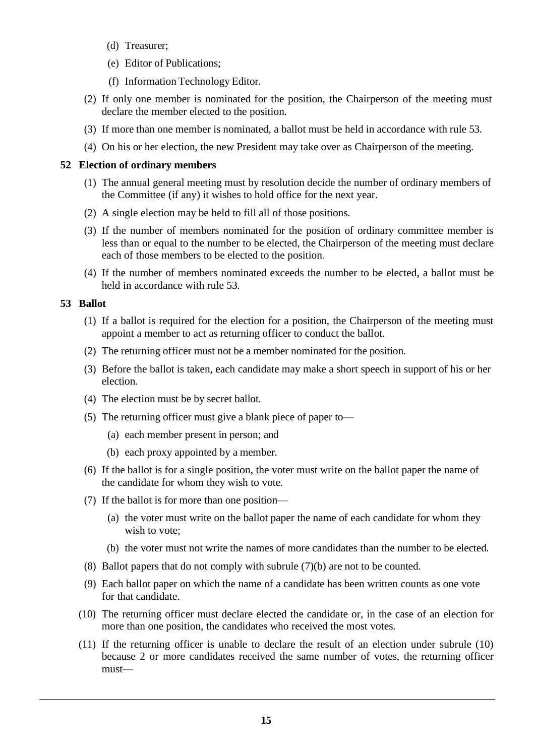(d) Treasurer;

(e) Editor of Publications;

(f) Information Technology Editor.

(2) If only one member is nominated for the position, the Chairperson of the meeting must declare the member elected to the position.

(3) If more than one member is nominated, a ballot must be held in accordance with rule 53.

(4) On his or her election, the new President may take over as Chairperson of the meeting.

### 52 Election of ordinary members

(1) The annual general meeting must by resolution decide the number of ordinary members of the Committee (if any) it wishes to hold office for the next year.

(2) A single election may be held to fill all of those positions.

(3) If the number of members nominated for the position of ordinary committee member is less than or equal to the number to be elected, the Chairperson of the meeting must declare each of those members to be elected to the position.

(4) If the number of members nominated exceeds the number to be elected, a ballot must be held in accordance with rule 53.

### 53 Ballot

(1) If a ballot is required for the election for a position, the Chairperson of the meeting must appoint a member to act as returning officer to conduct the ballot.

(2) The returning officer must not be a member nominated for the position.

(3) Before the ballot is taken, each candidate may make a short speech in support of his or her election.

(4) The election must be by secret ballot.

(5) The returning officer must give a blank piece of paper to—

(a) each member present in person; and

(b) each proxy appointed by a member.

(6) If the ballot is for a single position, the voter must write on the ballot paper the name of the candidate for whom they wish to vote.

(7) If the ballot is for more than one position—

(a) the voter must write on the ballot paper the name of each candidate for whom they wish to vote;

(b) the voter must not write the names of more candidates than the number to be elected.

(8) Ballot papers that do not comply with subrule (7)(b) are not to be counted.

(9) Each ballot paper on which the name of a candidate has been written counts as one vote for that candidate.

(10) The returning officer must declare elected the candidate or, in the case of an election for more than one position, the candidates who received the most votes.

(11) If the returning officer is unable to declare the result of an election under subrule (10) because 2 or more candidates received the same number of votes, the returning officer must—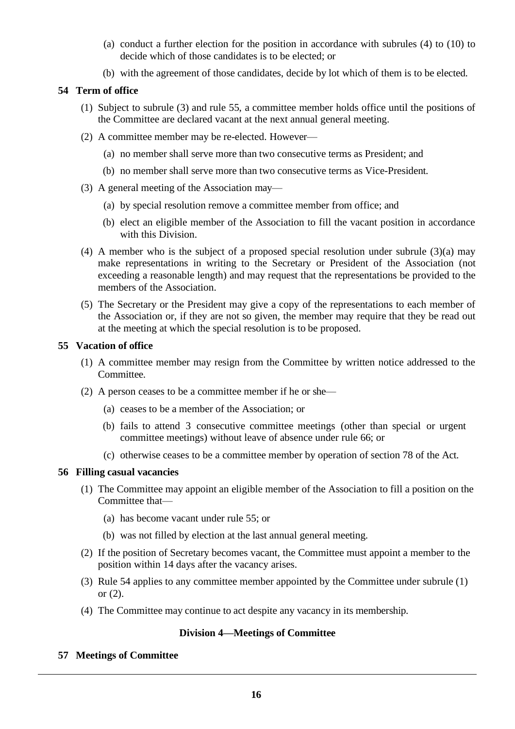(a) conduct a further election for the position in accordance with subrules (4) to (10) to decide which of those candidates is to be elected; or

(b) with the agreement of those candidates, decide by lot which of them is to be elected.

### 54 Term of office

(1) Subject to subrule (3) and rule 55, a committee member holds office until the positions of the Committee are declared vacant at the next annual general meeting.

(2) A committee member may be re-elected. However—

(a) no member shall serve more than two consecutive terms as President; and

(b) no member shall serve more than two consecutive terms as Vice-President.

(3) A general meeting of the Association may—

(a) by special resolution remove a committee member from office; and

(b) elect an eligible member of the Association to fill the vacant position in accordance with this Division.

(4) A member who is the subject of a proposed special resolution under subrule (3)(a) may make representations in writing to the Secretary or President of the Association (not exceeding a reasonable length) and may request that the representations be provided to the members of the Association.

(5) The Secretary or the President may give a copy of the representations to each member of the Association or, if they are not so given, the member may require that they be read out at the meeting at which the special resolution is to be proposed.

### 55 Vacation of office

(1) A committee member may resign from the Committee by written notice addressed to the Committee.

(2) A person ceases to be a committee member if he or she—

(a) ceases to be a member of the Association; or

(b) fails to attend 3 consecutive committee meetings (other than special or urgent committee meetings) without leave of absence under rule 66; or

(c) otherwise ceases to be a committee member by operation of section 78 of the Act.

### 56 Filling casual vacancies

(1) The Committee may appoint an eligible member of the Association to fill a position on the Committee that—

(a) has become vacant under rule 55; or

(b) was not filled by election at the last annual general meeting.

(2) If the position of Secretary becomes vacant, the Committee must appoint a member to the position within 14 days after the vacancy arises.

(3) Rule 54 applies to any committee member appointed by the Committee under subrule (1) or (2).

(4) The Committee may continue to act despite any vacancy in its membership.

## Division 4—Meetings of Committee

### 57 Meetings of Committee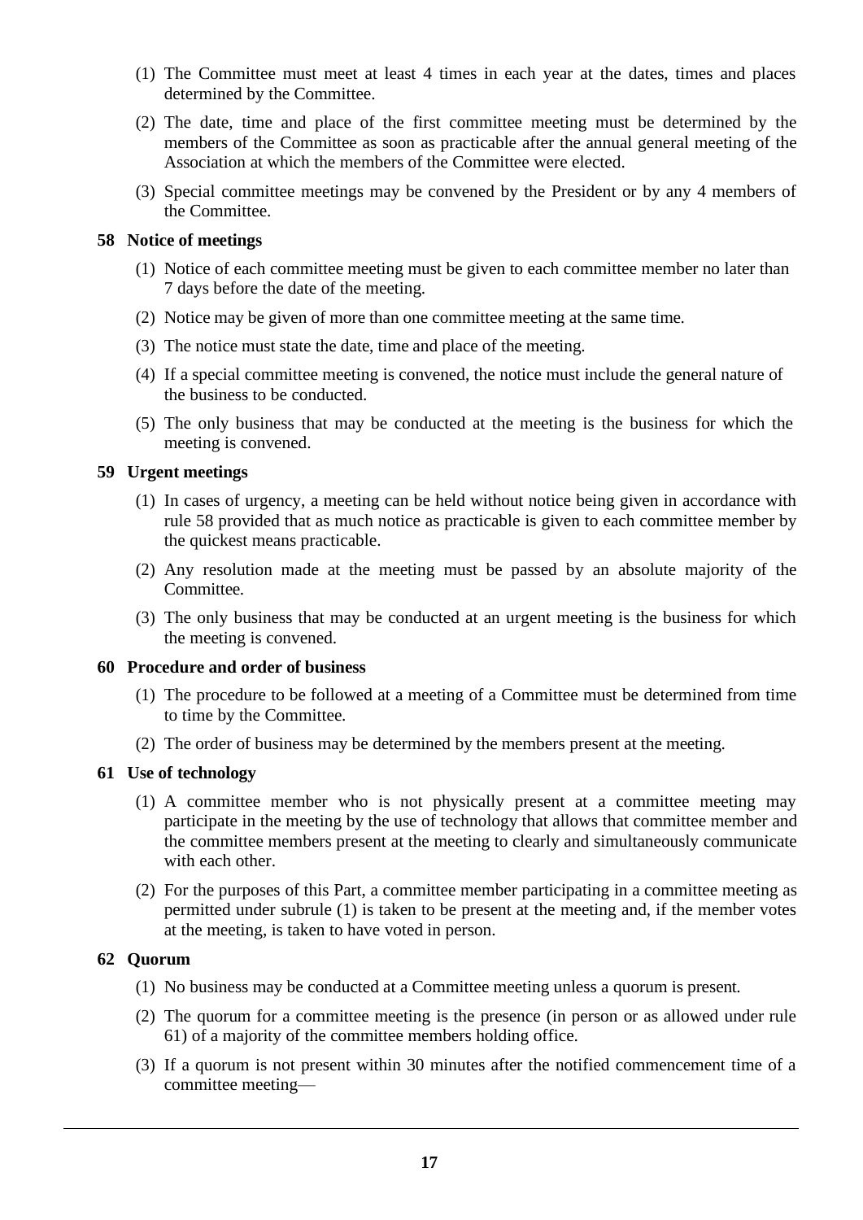(1) The Committee must meet at least 4 times in each year at the dates, times and places determined by the Committee.

(2) The date, time and place of the first committee meeting must be determined by the members of the Committee as soon as practicable after the annual general meeting of the Association at which the members of the Committee were elected.

(3) Special committee meetings may be convened by the President or by any 4 members of the Committee.

### 58 Notice of meetings

(1) Notice of each committee meeting must be given to each committee member no later than 7 days before the date of the meeting.

(2) Notice may be given of more than one committee meeting at the same time.

(3) The notice must state the date, time and place of the meeting.

(4) If a special committee meeting is convened, the notice must include the general nature of the business to be conducted.

(5) The only business that may be conducted at the meeting is the business for which the meeting is convened.

### 59 Urgent meetings

(1) In cases of urgency, a meeting can be held without notice being given in accordance with rule 58 provided that as much notice as practicable is given to each committee member by the quickest means practicable.

(2) Any resolution made at the meeting must be passed by an absolute majority of the Committee.

(3) The only business that may be conducted at an urgent meeting is the business for which the meeting is convened.

### 60 Procedure and order of business

(1) The procedure to be followed at a meeting of a Committee must be determined from time to time by the Committee.

(2) The order of business may be determined by the members present at the meeting.

### 61 Use of technology

(1) A committee member who is not physically present at a committee meeting may participate in the meeting by the use of technology that allows that committee member and the committee members present at the meeting to clearly and simultaneously communicate with each other.

(2) For the purposes of this Part, a committee member participating in a committee meeting as permitted under subrule (1) is taken to be present at the meeting and, if the member votes at the meeting, is taken to have voted in person.

### 62 Quorum

(1) No business may be conducted at a Committee meeting unless a quorum is present.

(2) The quorum for a committee meeting is the presence (in person or as allowed under rule 61) of a majority of the committee members holding office.

(3) If a quorum is not present within 30 minutes after the notified commencement time of a committee meeting—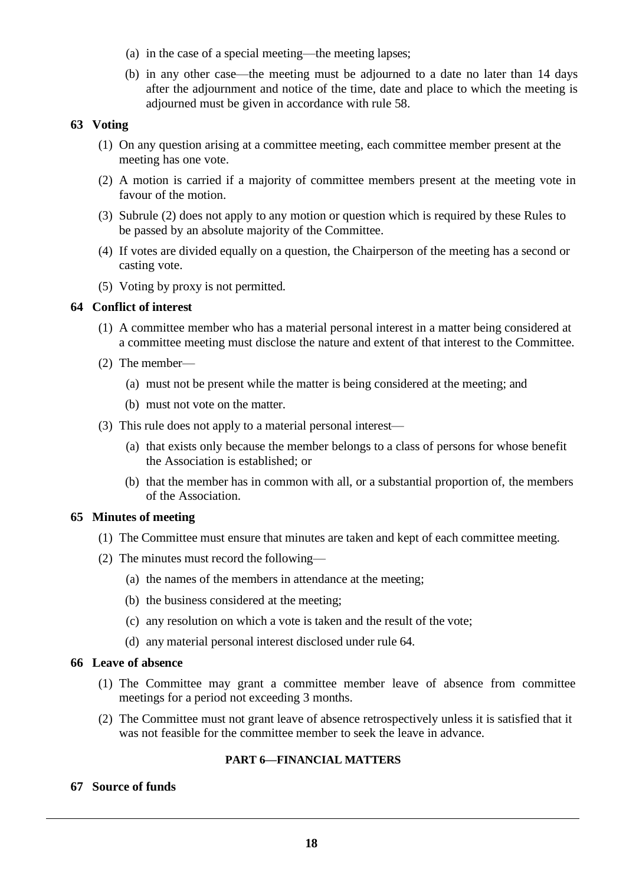(a) in the case of a special meeting—the meeting lapses;

(b) in any other case—the meeting must be adjourned to a date no later than 14 days after the adjournment and notice of the time, date and place to which the meeting is adjourned must be given in accordance with rule 58.

**63 Voting**

(1) On any question arising at a committee meeting, each committee member present at the meeting has one vote.

(2) A motion is carried if a majority of committee members present at the meeting vote in favour of the motion.

(3) Subrule (2) does not apply to any motion or question which is required by these Rules to be passed by an absolute majority of the Committee.

(4) If votes are divided equally on a question, the Chairperson of the meeting has a second or casting vote.

(5) Voting by proxy is not permitted.

**64 Conflict of interest**

(1) A committee member who has a material personal interest in a matter being considered at a committee meeting must disclose the nature and extent of that interest to the Committee.

(2) The member—

(a) must not be present while the matter is being considered at the meeting; and

(b) must not vote on the matter.

(3) This rule does not apply to a material personal interest—

(a) that exists only because the member belongs to a class of persons for whose benefit the Association is established; or

(b) that the member has in common with all, or a substantial proportion of, the members of the Association.

**65 Minutes of meeting**

(1) The Committee must ensure that minutes are taken and kept of each committee meeting.

(2) The minutes must record the following—

(a) the names of the members in attendance at the meeting;

(b) the business considered at the meeting;

(c) any resolution on which a vote is taken and the result of the vote;

(d) any material personal interest disclosed under rule 64.

**66 Leave of absence**

(1) The Committee may grant a committee member leave of absence from committee meetings for a period not exceeding 3 months.

(2) The Committee must not grant leave of absence retrospectively unless it is satisfied that it was not feasible for the committee member to seek the leave in advance.

## PART 6—FINANCIAL MATTERS

**67 Source of funds**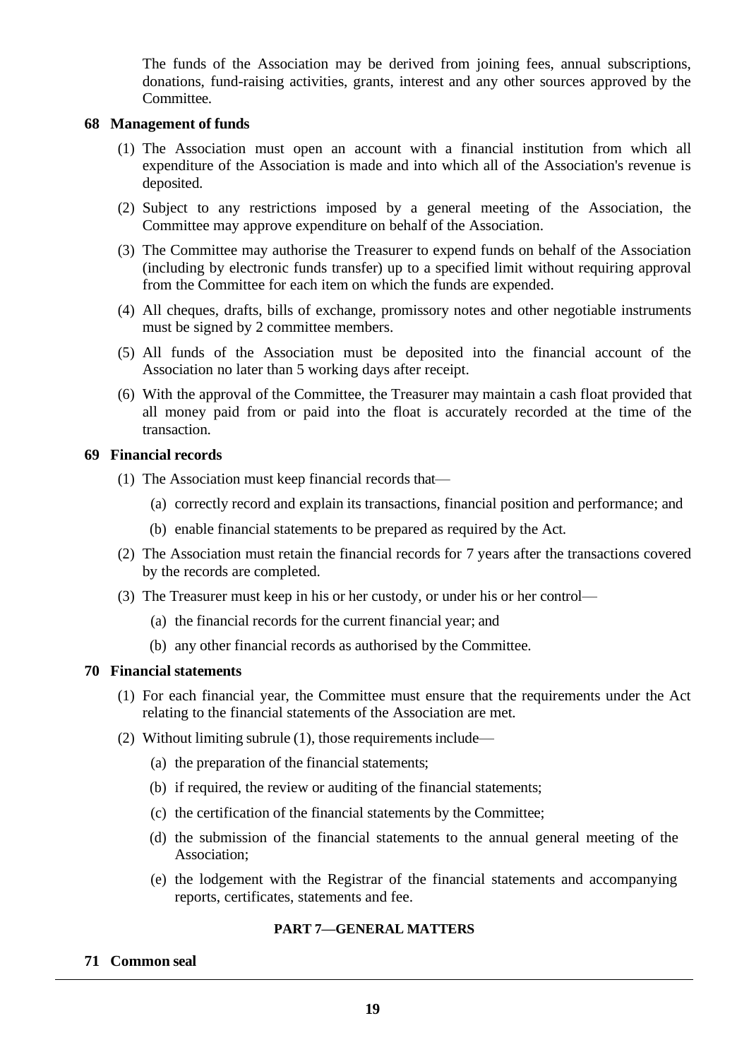The funds of the Association may be derived from joining fees, annual subscriptions, donations, fund-raising activities, grants, interest and any other sources approved by the Committee.

### 68 Management of funds

(1) The Association must open an account with a financial institution from which all expenditure of the Association is made and into which all of the Association's revenue is deposited.

(2) Subject to any restrictions imposed by a general meeting of the Association, the Committee may approve expenditure on behalf of the Association.

(3) The Committee may authorise the Treasurer to expend funds on behalf of the Association (including by electronic funds transfer) up to a specified limit without requiring approval from the Committee for each item on which the funds are expended.

(4) All cheques, drafts, bills of exchange, promissory notes and other negotiable instruments must be signed by 2 committee members.

(5) All funds of the Association must be deposited into the financial account of the Association no later than 5 working days after receipt.

(6) With the approval of the Committee, the Treasurer may maintain a cash float provided that all money paid from or paid into the float is accurately recorded at the time of the transaction.

### 69 Financial records

(1) The Association must keep financial records that—

(a) correctly record and explain its transactions, financial position and performance; and

(b) enable financial statements to be prepared as required by the Act.

(2) The Association must retain the financial records for 7 years after the transactions covered by the records are completed.

(3) The Treasurer must keep in his or her custody, or under his or her control—

(a) the financial records for the current financial year; and

(b) any other financial records as authorised by the Committee.

### 70 Financial statements

(1) For each financial year, the Committee must ensure that the requirements under the Act relating to the financial statements of the Association are met.

(2) Without limiting subrule (1), those requirements include—

(a) the preparation of the financial statements;

(b) if required, the review or auditing of the financial statements;

(c) the certification of the financial statements by the Committee;

(d) the submission of the financial statements to the annual general meeting of the Association;

(e) the lodgement with the Registrar of the financial statements and accompanying reports, certificates, statements and fee.

## PART 7—GENERAL MATTERS

### 71 Common seal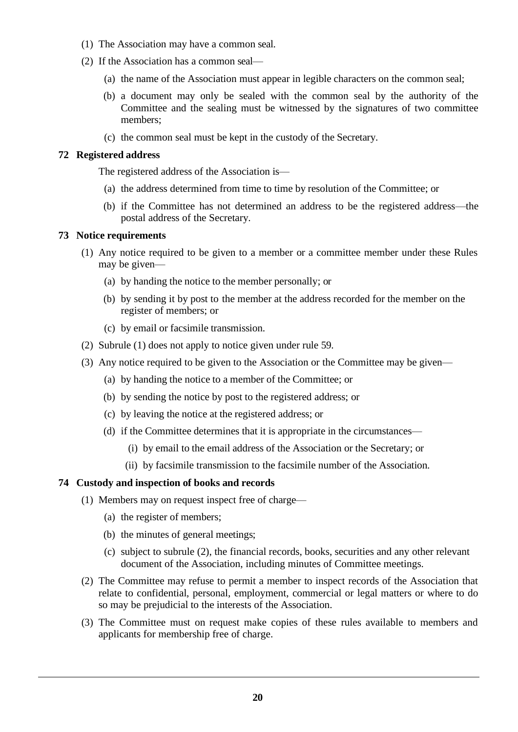(1) The Association may have a common seal.

(2) If the Association has a common seal—

  (a) the name of the Association must appear in legible characters on the common seal;

  (b) a document may only be sealed with the common seal by the authority of the Committee and the sealing must be witnessed by the signatures of two committee members;

  (c) the common seal must be kept in the custody of the Secretary.

### 72 Registered address

The registered address of the Association is—

  (a) the address determined from time to time by resolution of the Committee; or

  (b) if the Committee has not determined an address to be the registered address—the postal address of the Secretary.

### 73 Notice requirements

(1) Any notice required to be given to a member or a committee member under these Rules may be given—

  (a) by handing the notice to the member personally; or

  (b) by sending it by post to the member at the address recorded for the member on the register of members; or

  (c) by email or facsimile transmission.

(2) Subrule (1) does not apply to notice given under rule 59.

(3) Any notice required to be given to the Association or the Committee may be given—

  (a) by handing the notice to a member of the Committee; or

  (b) by sending the notice by post to the registered address; or

  (c) by leaving the notice at the registered address; or

  (d) if the Committee determines that it is appropriate in the circumstances—

    (i) by email to the email address of the Association or the Secretary; or

    (ii) by facsimile transmission to the facsimile number of the Association.

### 74 Custody and inspection of books and records

(1) Members may on request inspect free of charge—

  (a) the register of members;

  (b) the minutes of general meetings;

  (c) subject to subrule (2), the financial records, books, securities and any other relevant document of the Association, including minutes of Committee meetings.

(2) The Committee may refuse to permit a member to inspect records of the Association that relate to confidential, personal, employment, commercial or legal matters or where to do so may be prejudicial to the interests of the Association.

(3) The Committee must on request make copies of these rules available to members and applicants for membership free of charge.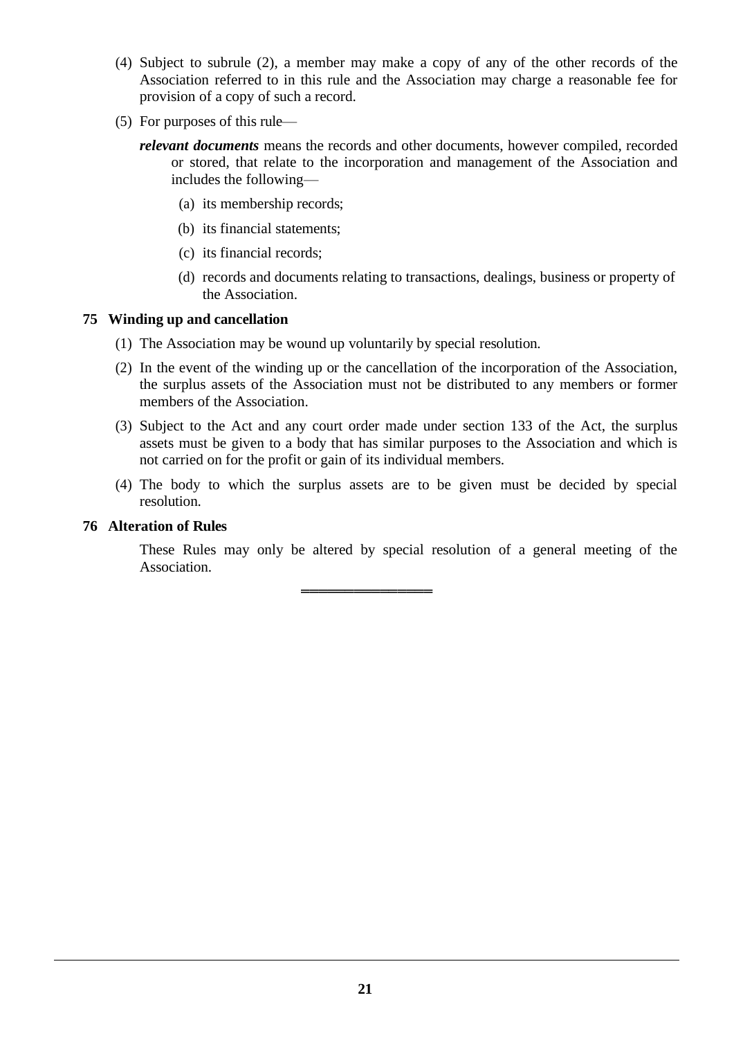(4) Subject to subrule (2), a member may make a copy of any of the other records of the Association referred to in this rule and the Association may charge a reasonable fee for provision of a copy of such a record.

(5) For purposes of this rule—

***relevant documents*** means the records and other documents, however compiled, recorded or stored, that relate to the incorporation and management of the Association and includes the following—

(a) its membership records;

(b) its financial statements;

(c) its financial records;

(d) records and documents relating to transactions, dealings, business or property of the Association.

### 75 Winding up and cancellation

(1) The Association may be wound up voluntarily by special resolution.

(2) In the event of the winding up or the cancellation of the incorporation of the Association, the surplus assets of the Association must not be distributed to any members or former members of the Association.

(3) Subject to the Act and any court order made under section 133 of the Act, the surplus assets must be given to a body that has similar purposes to the Association and which is not carried on for the profit or gain of its individual members.

(4) The body to which the surplus assets are to be given must be decided by special resolution.

### 76 Alteration of Rules

These Rules may only be altered by special resolution of a general meeting of the Association.